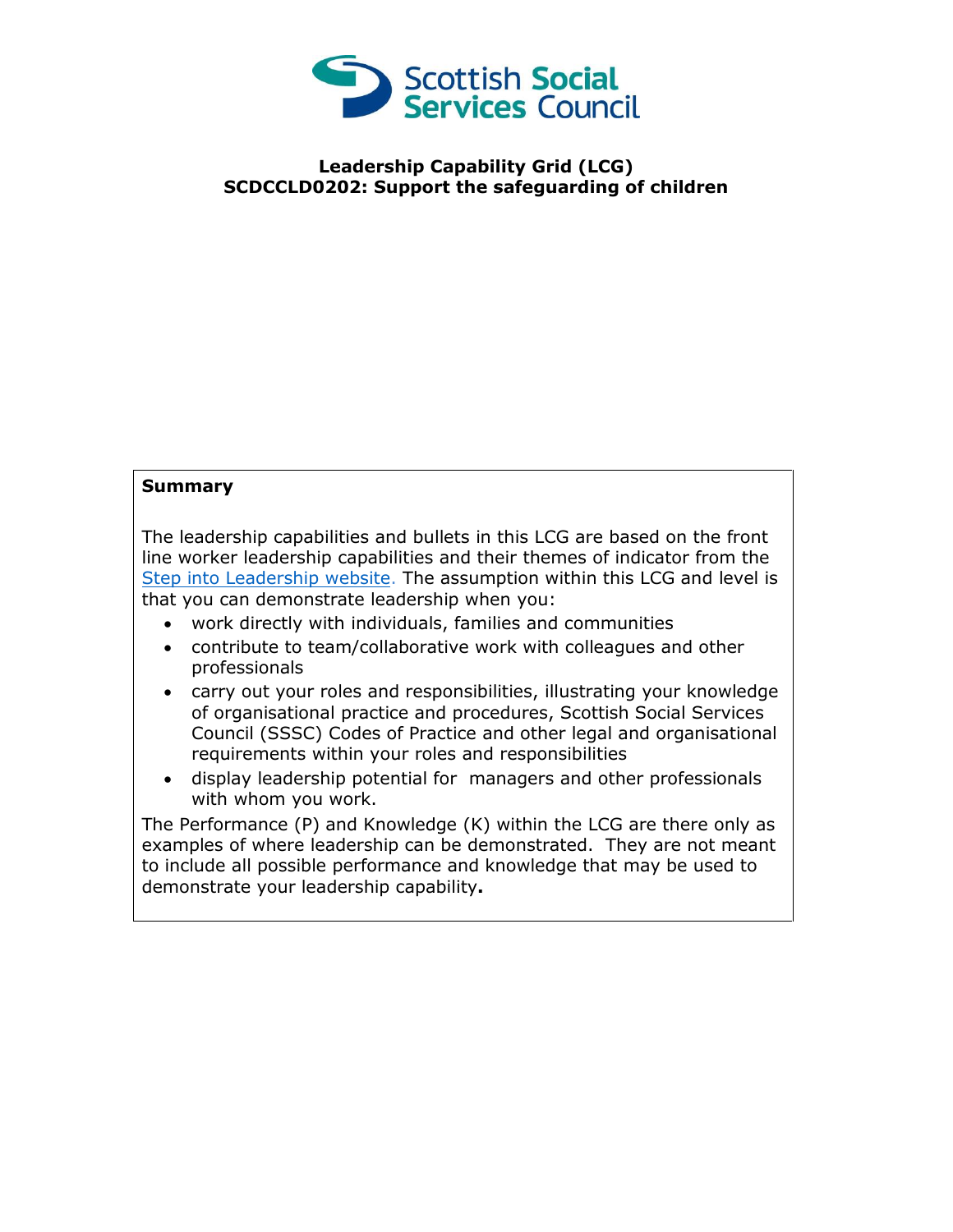**Scottish Social Services Council**

# Leadership Capability Grid (LCG)
# SCDCCLD0202: Support the safeguarding of children

**Summary**

The leadership capabilities and bullets in this LCG are based on the front line worker leadership capabilities and their themes of indicator from the Step into Leadership website. The assumption within this LCG and level is that you can demonstrate leadership when you:

- work directly with individuals, families and communities
- contribute to team/collaborative work with colleagues and other professionals
- carry out your roles and responsibilities, illustrating your knowledge of organisational practice and procedures, Scottish Social Services Council (SSSC) Codes of Practice and other legal and organisational requirements within your roles and responsibilities
- display leadership potential for managers and other professionals with whom you work.

The Performance (P) and Knowledge (K) within the LCG are there only as examples of where leadership can be demonstrated. They are not meant to include all possible performance and knowledge that may be used to demonstrate your leadership capability**.**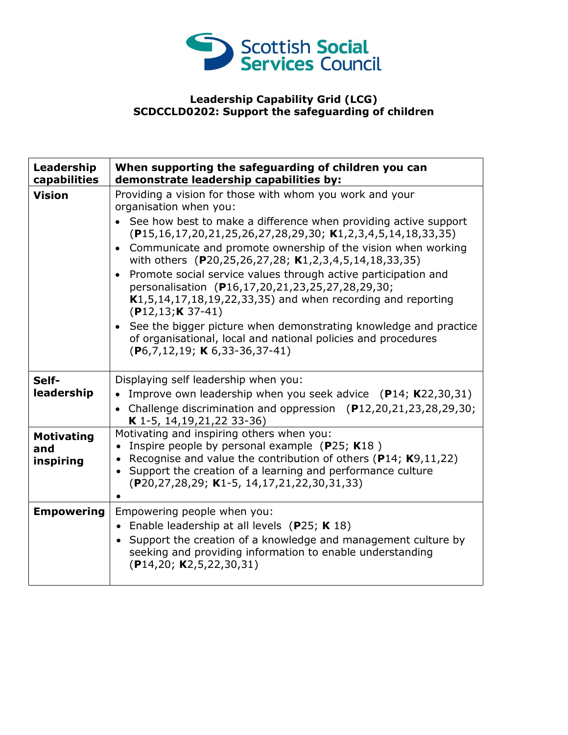Scottish Social Services Council

## Leadership Capability Grid (LCG)
## SCDCCLD0202: Support the safeguarding of children

| Leadership capabilities | When supporting the safeguarding of children you can demonstrate leadership capabilities by: |
|---|---|
| **Vision** | Providing a vision for those with whom you work and your organisation when you:<br>• See how best to make a difference when providing active support (**P**15,16,17,20,21,25,26,27,28,29,30; **K**1,2,3,4,5,14,18,33,35)<br>• Communicate and promote ownership of the vision when working with others (**P**20,25,26,27,28; **K**1,2,3,4,5,14,18,33,35)<br>• Promote social service values through active participation and personalisation (**P**16,17,20,21,23,25,27,28,29,30; **K**1,5,14,17,18,19,22,33,35) and when recording and reporting (**P**12,13;**K** 37-41)<br>• See the bigger picture when demonstrating knowledge and practice of organisational, local and national policies and procedures (**P**6,7,12,19; **K** 6,33-36,37-41) |
| **Self-leadership** | Displaying self leadership when you:<br>• Improve own leadership when you seek advice (**P**14; **K**22,30,31)<br>• Challenge discrimination and oppression (**P**12,20,21,23,28,29,30; **K** 1-5, 14,19,21,22 33-36) |
| **Motivating and inspiring** | Motivating and inspiring others when you:<br>• Inspire people by personal example (**P**25; **K**18 )<br>• Recognise and value the contribution of others (**P**14; **K**9,11,22)<br>• Support the creation of a learning and performance culture (**P**20,27,28,29; **K**1-5, 14,17,21,22,30,31,33)<br>• |
| **Empowering** | Empowering people when you:<br>• Enable leadership at all levels (**P**25; **K** 18)<br>• Support the creation of a knowledge and management culture by seeking and providing information to enable understanding (**P**14,20; **K**2,5,22,30,31) |